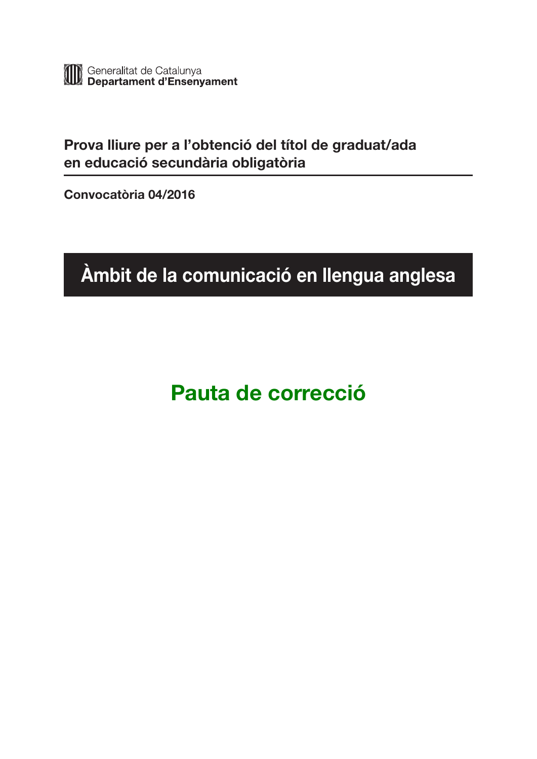Generalitat de Catalunya
**Departament d'Ensenyament**

**Prova lliure per a l'obtenció del títol de graduat/ada en educació secundària obligatòria**

**Convocatòria 04/2016**

# Àmbit de la comunicació en llengua anglesa

## Pauta de correcció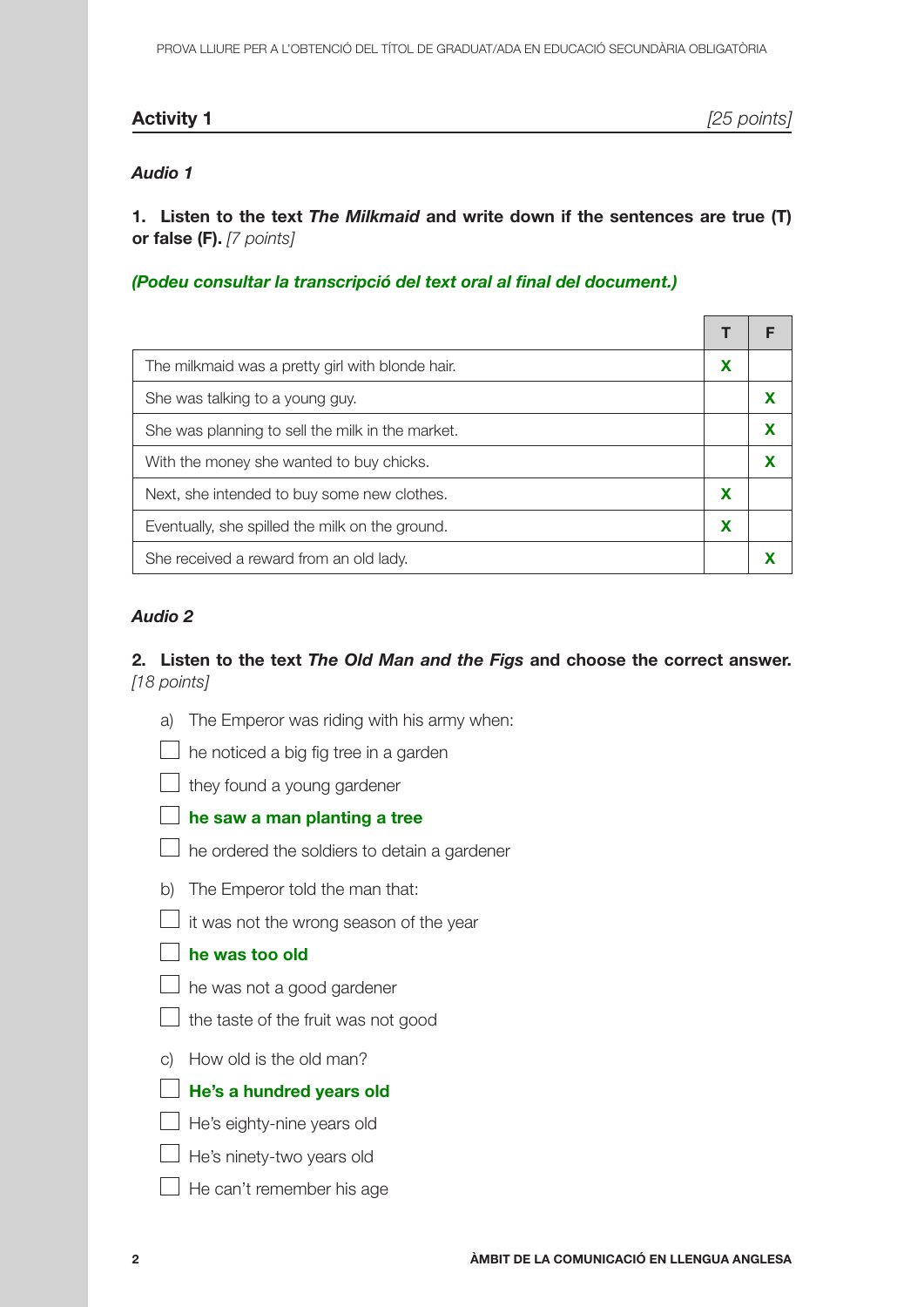## Activity 1

*[25 points]*

### *Audio 1*

**1. Listen to the text *The Milkmaid* and write down if the sentences are true (T) or false (F).** *[7 points]*

***(Podeu consultar la transcripció del text oral al final del document.)***

| | T | F |
|---|---|---|
| The milkmaid was a pretty girl with blonde hair. | **X** | |
| She was talking to a young guy. | | **X** |
| She was planning to sell the milk in the market. | | **X** |
| With the money she wanted to buy chicks. | | **X** |
| Next, she intended to buy some new clothes. | **X** | |
| Eventually, she spilled the milk on the ground. | **X** | |
| She received a reward from an old lady. | | **X** |

### *Audio 2*

**2. Listen to the text *The Old Man and the Figs* and choose the correct answer.** *[18 points]*

a) The Emperor was riding with his army when:

- ☐ he noticed a big fig tree in a garden
- ☐ they found a young gardener
- ☐ **he saw a man planting a tree**
- ☐ he ordered the soldiers to detain a gardener

b) The Emperor told the man that:

- ☐ it was not the wrong season of the year
- ☐ **he was too old**
- ☐ he was not a good gardener
- ☐ the taste of the fruit was not good

c) How old is the old man?

- ☐ **He's a hundred years old**
- ☐ He's eighty-nine years old
- ☐ He's ninety-two years old
- ☐ He can't remember his age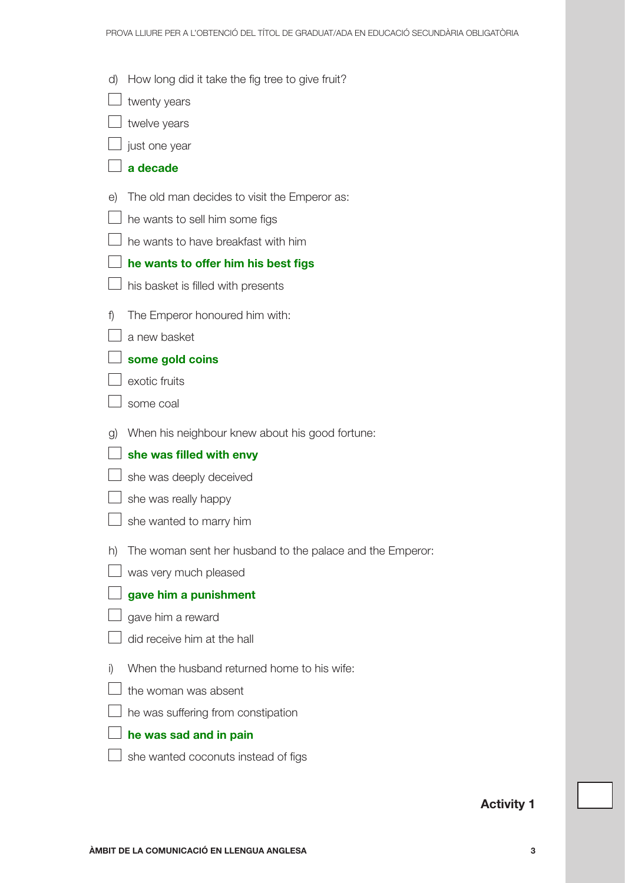d) How long did it take the fig tree to give fruit?

- [ ] twenty years
- [ ] twelve years
- [ ] just one year
- [ ] **a decade**

e) The old man decides to visit the Emperor as:

- [ ] he wants to sell him some figs
- [ ] he wants to have breakfast with him
- [ ] **he wants to offer him his best figs**
- [ ] his basket is filled with presents

f) The Emperor honoured him with:

- [ ] a new basket
- [ ] **some gold coins**
- [ ] exotic fruits
- [ ] some coal

g) When his neighbour knew about his good fortune:

- [ ] **she was filled with envy**
- [ ] she was deeply deceived
- [ ] she was really happy
- [ ] she wanted to marry him

h) The woman sent her husband to the palace and the Emperor:

- [ ] was very much pleased
- [ ] **gave him a punishment**
- [ ] gave him a reward
- [ ] did receive him at the hall

i) When the husband returned home to his wife:

- [ ] the woman was absent
- [ ] he was suffering from constipation
- [ ] **he was sad and in pain**
- [ ] she wanted coconuts instead of figs

**Activity 1**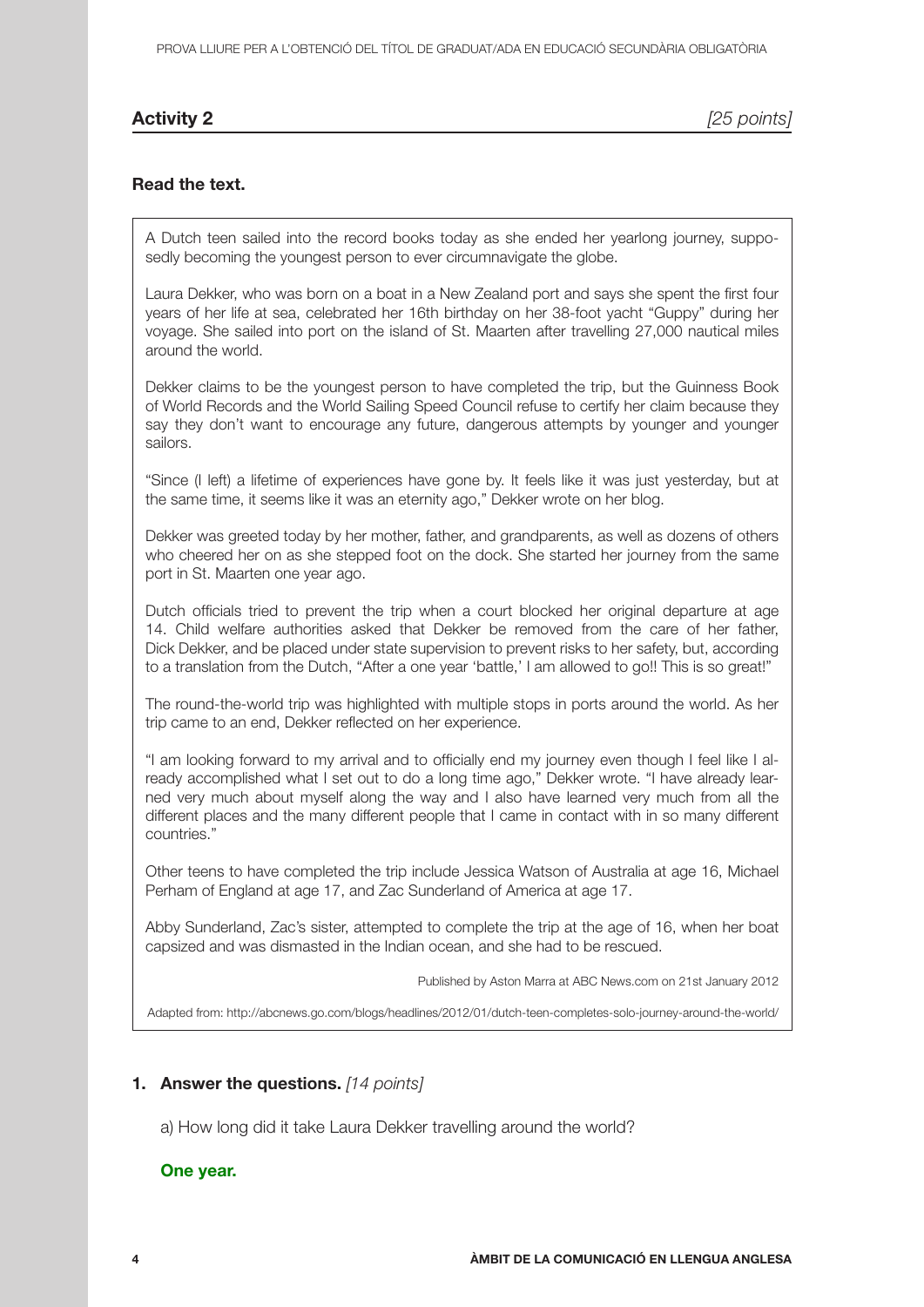## Activity 2

*[25 points]*

**Read the text.**

A Dutch teen sailed into the record books today as she ended her yearlong journey, supposedly becoming the youngest person to ever circumnavigate the globe.

Laura Dekker, who was born on a boat in a New Zealand port and says she spent the first four years of her life at sea, celebrated her 16th birthday on her 38-foot yacht "Guppy" during her voyage. She sailed into port on the island of St. Maarten after travelling 27,000 nautical miles around the world.

Dekker claims to be the youngest person to have completed the trip, but the Guinness Book of World Records and the World Sailing Speed Council refuse to certify her claim because they say they don't want to encourage any future, dangerous attempts by younger and younger sailors.

"Since (I left) a lifetime of experiences have gone by. It feels like it was just yesterday, but at the same time, it seems like it was an eternity ago," Dekker wrote on her blog.

Dekker was greeted today by her mother, father, and grandparents, as well as dozens of others who cheered her on as she stepped foot on the dock. She started her journey from the same port in St. Maarten one year ago.

Dutch officials tried to prevent the trip when a court blocked her original departure at age 14. Child welfare authorities asked that Dekker be removed from the care of her father, Dick Dekker, and be placed under state supervision to prevent risks to her safety, but, according to a translation from the Dutch, "After a one year 'battle,' I am allowed to go!! This is so great!"

The round-the-world trip was highlighted with multiple stops in ports around the world. As her trip came to an end, Dekker reflected on her experience.

"I am looking forward to my arrival and to officially end my journey even though I feel like I already accomplished what I set out to do a long time ago," Dekker wrote. "I have already learned very much about myself along the way and I also have learned very much from all the different places and the many different people that I came in contact with in so many different countries."

Other teens to have completed the trip include Jessica Watson of Australia at age 16, Michael Perham of England at age 17, and Zac Sunderland of America at age 17.

Abby Sunderland, Zac's sister, attempted to complete the trip at the age of 16, when her boat capsized and was dismasted in the Indian ocean, and she had to be rescued.

Published by Aston Marra at ABC News.com on 21st January 2012

Adapted from: http://abcnews.go.com/blogs/headlines/2012/01/dutch-teen-completes-solo-journey-around-the-world/

1. **Answer the questions.** *[14 points]*

   a) How long did it take Laura Dekker travelling around the world?

   **One year.**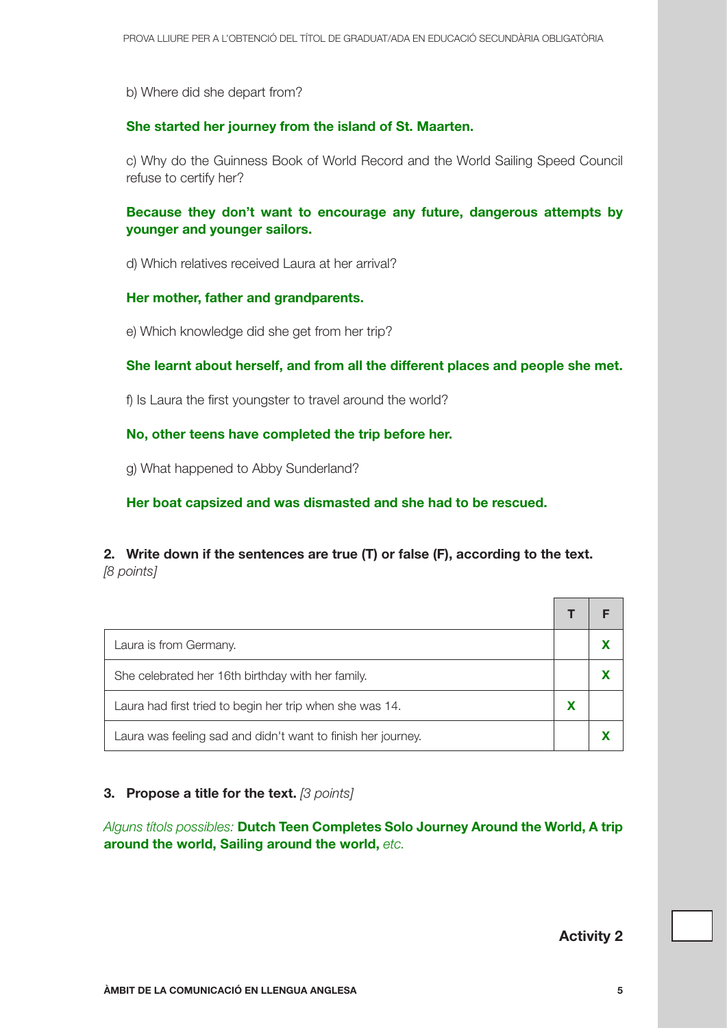b) Where did she depart from?

**She started her journey from the island of St. Maarten.**

c) Why do the Guinness Book of World Record and the World Sailing Speed Council refuse to certify her?

**Because they don't want to encourage any future, dangerous attempts by younger and younger sailors.**

d) Which relatives received Laura at her arrival?

**Her mother, father and grandparents.**

e) Which knowledge did she get from her trip?

**She learnt about herself, and from all the different places and people she met.**

f) Is Laura the first youngster to travel around the world?

**No, other teens have completed the trip before her.**

g) What happened to Abby Sunderland?

**Her boat capsized and was dismasted and she had to be rescued.**

**2. Write down if the sentences are true (T) or false (F), according to the text.** *[8 points]*

| | T | F |
|---|---|---|
| Laura is from Germany. | | X |
| She celebrated her 16th birthday with her family. | | X |
| Laura had first tried to begin her trip when she was 14. | X | |
| Laura was feeling sad and didn't want to finish her journey. | | X |

**3. Propose a title for the text.** *[3 points]*

*Alguns títols possibles:* **Dutch Teen Completes Solo Journey Around the World, A trip around the world, Sailing around the world,** *etc.*

**Activity 2**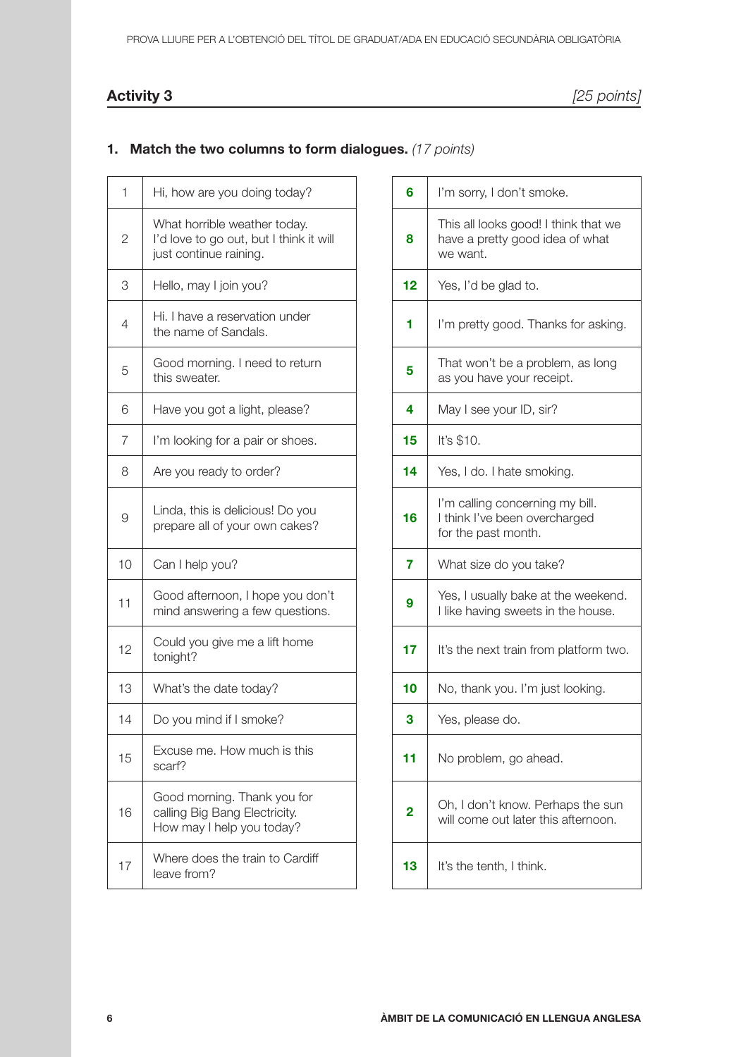## Activity 3

*[25 points]*

**1. Match the two columns to form dialogues.** *(17 points)*

| | |
|---|---|
| 1 | Hi, how are you doing today? |
| 2 | What horrible weather today. I'd love to go out, but I think it will just continue raining. |
| 3 | Hello, may I join you? |
| 4 | Hi. I have a reservation under the name of Sandals. |
| 5 | Good morning. I need to return this sweater. |
| 6 | Have you got a light, please? |
| 7 | I'm looking for a pair or shoes. |
| 8 | Are you ready to order? |
| 9 | Linda, this is delicious! Do you prepare all of your own cakes? |
| 10 | Can I help you? |
| 11 | Good afternoon, I hope you don't mind answering a few questions. |
| 12 | Could you give me a lift home tonight? |
| 13 | What's the date today? |
| 14 | Do you mind if I smoke? |
| 15 | Excuse me. How much is this scarf? |
| 16 | Good morning. Thank you for calling Big Bang Electricity. How may I help you today? |
| 17 | Where does the train to Cardiff leave from? |

| | |
|---|---|
| **6** | I'm sorry, I don't smoke. |
| **8** | This all looks good! I think that we have a pretty good idea of what we want. |
| **12** | Yes, I'd be glad to. |
| **1** | I'm pretty good. Thanks for asking. |
| **5** | That won't be a problem, as long as you have your receipt. |
| **4** | May I see your ID, sir? |
| **15** | It's $10. |
| **14** | Yes, I do. I hate smoking. |
| **16** | I'm calling concerning my bill. I think I've been overcharged for the past month. |
| **7** | What size do you take? |
| **9** | Yes, I usually bake at the weekend. I like having sweets in the house. |
| **17** | It's the next train from platform two. |
| **10** | No, thank you. I'm just looking. |
| **3** | Yes, please do. |
| **11** | No problem, go ahead. |
| **2** | Oh, I don't know. Perhaps the sun will come out later this afternoon. |
| **13** | It's the tenth, I think. |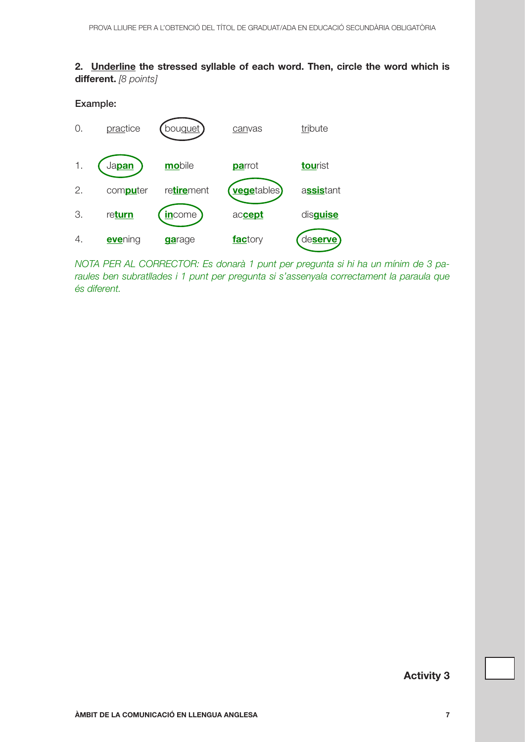**2. <u>Underline</u> the stressed syllable of each word. Then, circle the word which is different.** *[8 points]*

**Example:**

| | | | | |
|---|---|---|---|---|
| 0. | <u>prac</u>tice | (bou<u>quet</u>) | <u>can</u>vas | <u>tri</u>bute |
| 1. | (Ja<u>**pan**</u>) | <u>**mo**</u>bile | <u>**pa**</u>rrot | <u>**tou**</u>rist |
| 2. | com<u>**pu**</u>ter | re<u>**tire**</u>ment | (<u>**vege**</u>tables) | a<u>**ssis**</u>tant |
| 3. | re<u>**turn**</u> | (<u>**in**</u>come) | ac<u>**cept**</u> | dis<u>**guise**</u> |
| 4. | <u>**eve**</u>ning | <u>**ga**</u>rage | <u>**fac**</u>tory | (de<u>**serve**</u>) |

*NOTA PER AL CORRECTOR: Es donarà 1 punt per pregunta si hi ha un mínim de 3 paraules ben subratllades i 1 punt per pregunta si s'assenyala correctament la paraula que és diferent.*

**Activity 3**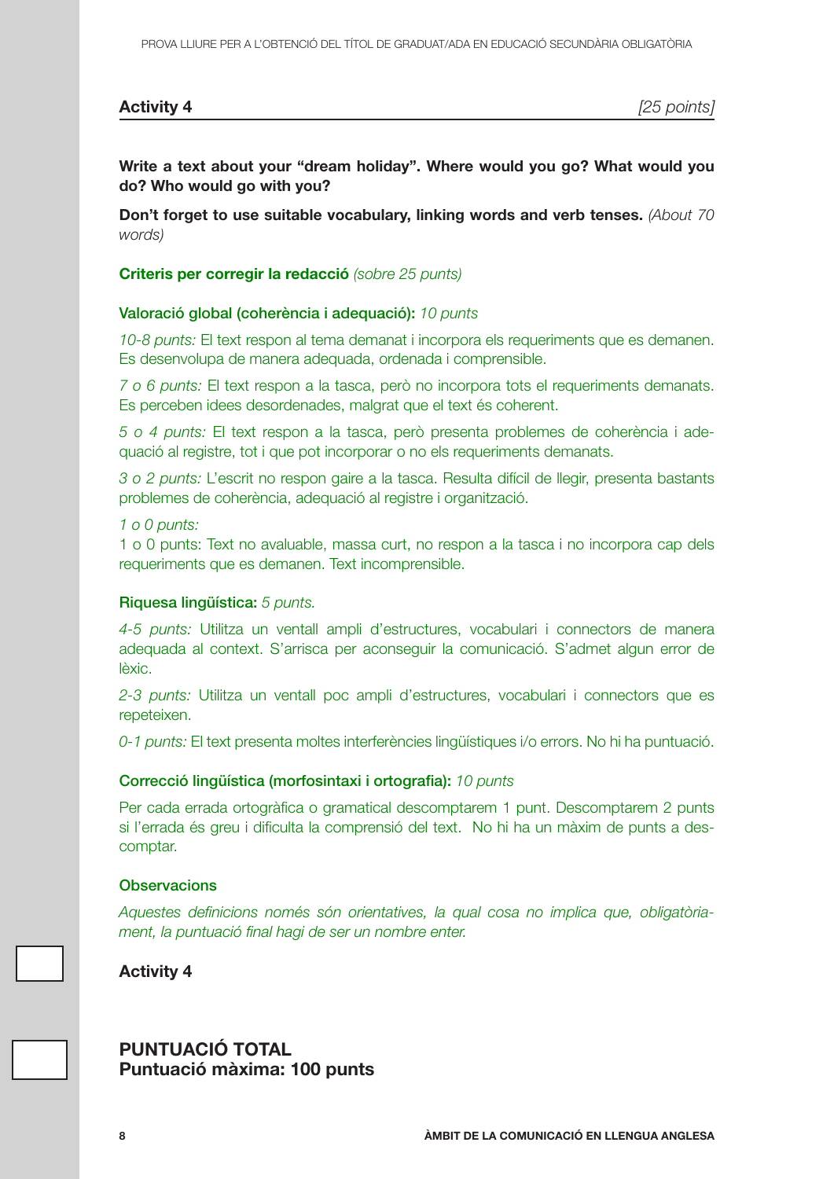## Activity 4

*[25 points]*

**Write a text about your "dream holiday". Where would you go? What would you do? Who would go with you?**

**Don't forget to use suitable vocabulary, linking words and verb tenses.** *(About 70 words)*

**Criteris per corregir la redacció** *(sobre 25 punts)*

**Valoració global (coherència i adequació):** *10 punts*

*10-8 punts:* El text respon al tema demanat i incorpora els requeriments que es demanen. Es desenvolupa de manera adequada, ordenada i comprensible.

*7 o 6 punts:* El text respon a la tasca, però no incorpora tots el requeriments demanats. Es perceben idees desordenades, malgrat que el text és coherent.

*5 o 4 punts:* El text respon a la tasca, però presenta problemes de coherència i adequació al registre, tot i que pot incorporar o no els requeriments demanats.

*3 o 2 punts:* L'escrit no respon gaire a la tasca. Resulta difícil de llegir, presenta bastants problemes de coherència, adequació al registre i organització.

*1 o 0 punts:*
1 o 0 punts: Text no avaluable, massa curt, no respon a la tasca i no incorpora cap dels requeriments que es demanen. Text incomprensible.

**Riquesa lingüística:** *5 punts.*

*4-5 punts:* Utilitza un ventall ampli d'estructures, vocabulari i connectors de manera adequada al context. S'arrisca per aconseguir la comunicació. S'admet algun error de lèxic.

*2-3 punts:* Utilitza un ventall poc ampli d'estructures, vocabulari i connectors que es repeteixen.

*0-1 punts:* El text presenta moltes interferències lingüístiques i/o errors. No hi ha puntuació.

**Correcció lingüística (morfosintaxi i ortografia):** *10 punts*

Per cada errada ortogràfica o gramatical descomptarem 1 punt. Descomptarem 2 punts si l'errada és greu i dificulta la comprensió del text. No hi ha un màxim de punts a descomptar.

**Observacions**

*Aquestes definicions només són orientatives, la qual cosa no implica que, obligatòriament, la puntuació final hagi de ser un nombre enter.*

**Activity 4**

**PUNTUACIÓ TOTAL**
**Puntuació màxima: 100 punts**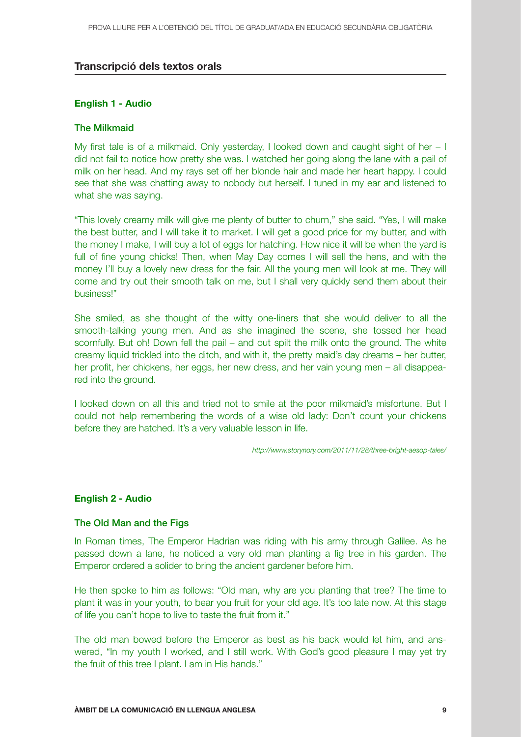## Transcripció dels textos orals

### English 1 - Audio

### The Milkmaid

My first tale is of a milkmaid. Only yesterday, I looked down and caught sight of her – I did not fail to notice how pretty she was. I watched her going along the lane with a pail of milk on her head. And my rays set off her blonde hair and made her heart happy. I could see that she was chatting away to nobody but herself. I tuned in my ear and listened to what she was saying.

"This lovely creamy milk will give me plenty of butter to churn," she said. "Yes, I will make the best butter, and I will take it to market. I will get a good price for my butter, and with the money I make, I will buy a lot of eggs for hatching. How nice it will be when the yard is full of fine young chicks! Then, when May Day comes I will sell the hens, and with the money I'll buy a lovely new dress for the fair. All the young men will look at me. They will come and try out their smooth talk on me, but I shall very quickly send them about their business!"

She smiled, as she thought of the witty one-liners that she would deliver to all the smooth-talking young men. And as she imagined the scene, she tossed her head scornfully. But oh! Down fell the pail – and out spilt the milk onto the ground. The white creamy liquid trickled into the ditch, and with it, the pretty maid's day dreams – her butter, her profit, her chickens, her eggs, her new dress, and her vain young men – all disappeared into the ground.

I looked down on all this and tried not to smile at the poor milkmaid's misfortune. But I could not help remembering the words of a wise old lady: Don't count your chickens before they are hatched. It's a very valuable lesson in life.

*http://www.storynory.com/2011/11/28/three-bright-aesop-tales/*

### English 2 - Audio

### The Old Man and the Figs

In Roman times, The Emperor Hadrian was riding with his army through Galilee. As he passed down a lane, he noticed a very old man planting a fig tree in his garden. The Emperor ordered a solider to bring the ancient gardener before him.

He then spoke to him as follows: "Old man, why are you planting that tree? The time to plant it was in your youth, to bear you fruit for your old age. It's too late now. At this stage of life you can't hope to live to taste the fruit from it."

The old man bowed before the Emperor as best as his back would let him, and answered, "In my youth I worked, and I still work. With God's good pleasure I may yet try the fruit of this tree I plant. I am in His hands."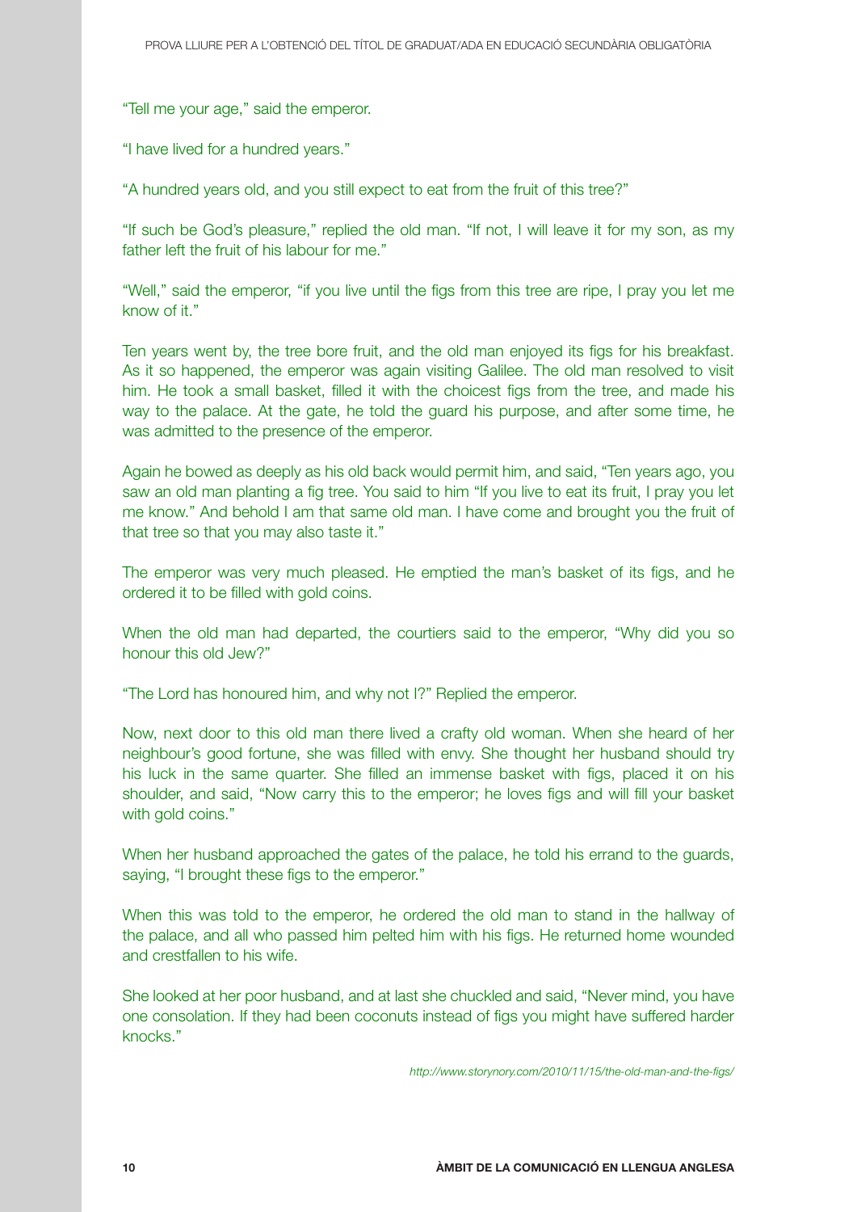"Tell me your age," said the emperor.

"I have lived for a hundred years."

"A hundred years old, and you still expect to eat from the fruit of this tree?"

"If such be God's pleasure," replied the old man. "If not, I will leave it for my son, as my father left the fruit of his labour for me."

"Well," said the emperor, "if you live until the figs from this tree are ripe, I pray you let me know of it."

Ten years went by, the tree bore fruit, and the old man enjoyed its figs for his breakfast. As it so happened, the emperor was again visiting Galilee. The old man resolved to visit him. He took a small basket, filled it with the choicest figs from the tree, and made his way to the palace. At the gate, he told the guard his purpose, and after some time, he was admitted to the presence of the emperor.

Again he bowed as deeply as his old back would permit him, and said, "Ten years ago, you saw an old man planting a fig tree. You said to him "If you live to eat its fruit, I pray you let me know." And behold I am that same old man. I have come and brought you the fruit of that tree so that you may also taste it."

The emperor was very much pleased. He emptied the man's basket of its figs, and he ordered it to be filled with gold coins.

When the old man had departed, the courtiers said to the emperor, "Why did you so honour this old Jew?"

"The Lord has honoured him, and why not I?" Replied the emperor.

Now, next door to this old man there lived a crafty old woman. When she heard of her neighbour's good fortune, she was filled with envy. She thought her husband should try his luck in the same quarter. She filled an immense basket with figs, placed it on his shoulder, and said, "Now carry this to the emperor; he loves figs and will fill your basket with gold coins."

When her husband approached the gates of the palace, he told his errand to the guards, saying, "I brought these figs to the emperor."

When this was told to the emperor, he ordered the old man to stand in the hallway of the palace, and all who passed him pelted him with his figs. He returned home wounded and crestfallen to his wife.

She looked at her poor husband, and at last she chuckled and said, "Never mind, you have one consolation. If they had been coconuts instead of figs you might have suffered harder knocks."

*http://www.storynory.com/2010/11/15/the-old-man-and-the-figs/*